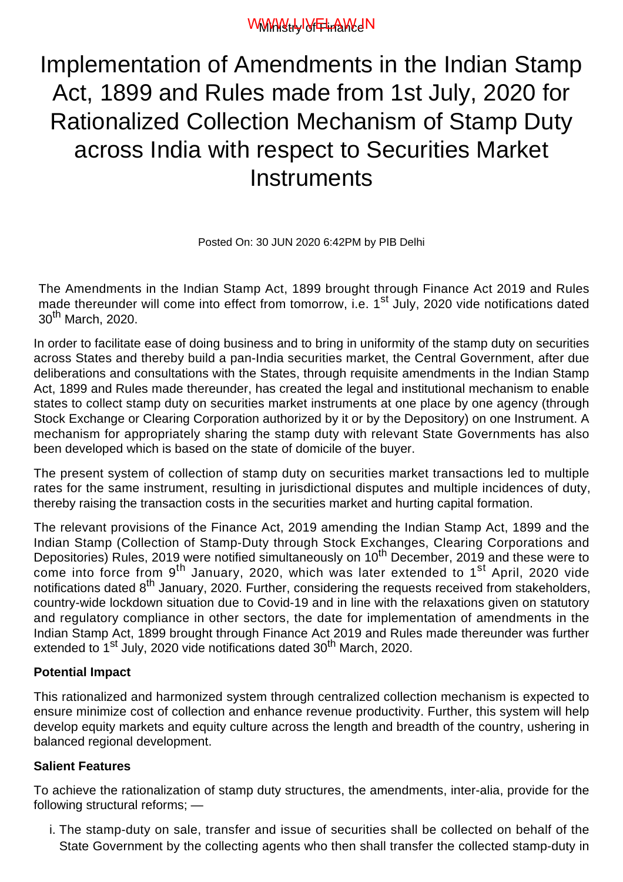Ministry of Finance

# Implementation of Amendments in the Indian Stamp Act, 1899 and Rules made from 1st July, 2020 for Rationalized Collection Mechanism of Stamp Duty across India with respect to Securities Market Instruments

Posted On: 30 JUN 2020 6:42PM by PIB Delhi

The Amendments in the Indian Stamp Act, 1899 brought through Finance Act 2019 and Rules made thereunder will come into effect from tomorrow, i.e. 1st July, 2020 vide notifications dated 30th March, 2020.

In order to facilitate ease of doing business and to bring in uniformity of the stamp duty on securities across States and thereby build a pan-India securities market, the Central Government, after due deliberations and consultations with the States, through requisite amendments in the Indian Stamp Act, 1899 and Rules made thereunder, has created the legal and institutional mechanism to enable states to collect stamp duty on securities market instruments at one place by one agency (through Stock Exchange or Clearing Corporation authorized by it or by the Depository) on one Instrument. A mechanism for appropriately sharing the stamp duty with relevant State Governments has also been developed which is based on the state of domicile of the buyer.

The present system of collection of stamp duty on securities market transactions led to multiple rates for the same instrument, resulting in jurisdictional disputes and multiple incidences of duty, thereby raising the transaction costs in the securities market and hurting capital formation.

The relevant provisions of the Finance Act, 2019 amending the Indian Stamp Act, 1899 and the Indian Stamp (Collection of Stamp-Duty through Stock Exchanges, Clearing Corporations and Depositories) Rules, 2019 were notified simultaneously on 10th December, 2019 and these were to come into force from 9th January, 2020, which was later extended to 1st April, 2020 vide notifications dated 8th January, 2020. Further, considering the requests received from stakeholders, country-wide lockdown situation due to Covid-19 and in line with the relaxations given on statutory and regulatory compliance in other sectors, the date for implementation of amendments in the Indian Stamp Act, 1899 brought through Finance Act 2019 and Rules made thereunder was further extended to 1st July, 2020 vide notifications dated 30th March, 2020.

**Potential Impact**

This rationalized and harmonized system through centralized collection mechanism is expected to ensure minimize cost of collection and enhance revenue productivity. Further, this system will help develop equity markets and equity culture across the length and breadth of the country, ushering in balanced regional development.

**Salient Features**

To achieve the rationalization of stamp duty structures, the amendments, inter-alia, provide for the following structural reforms; —

i. The stamp-duty on sale, transfer and issue of securities shall be collected on behalf of the State Government by the collecting agents who then shall transfer the collected stamp-duty in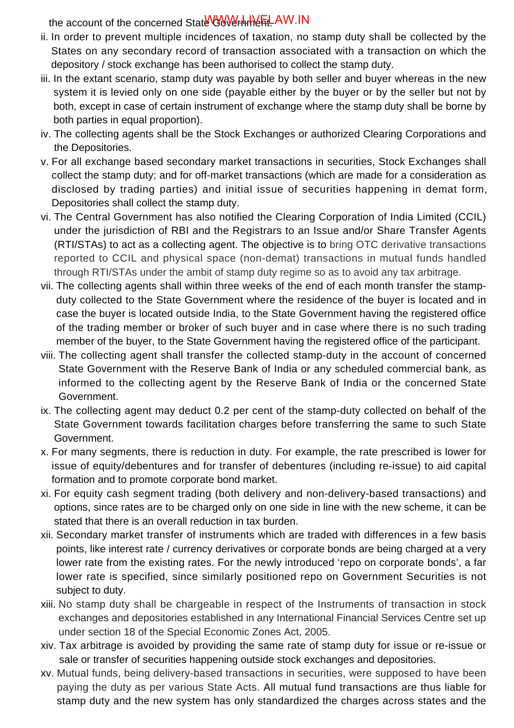the account of the concerned State Government.

ii. In order to prevent multiple incidences of taxation, no stamp duty shall be collected by the States on any secondary record of transaction associated with a transaction on which the depository / stock exchange has been authorised to collect the stamp duty.

iii. In the extant scenario, stamp duty was payable by both seller and buyer whereas in the new system it is levied only on one side (payable either by the buyer or by the seller but not by both, except in case of certain instrument of exchange where the stamp duty shall be borne by both parties in equal proportion).

iv. The collecting agents shall be the Stock Exchanges or authorized Clearing Corporations and the Depositories.

v. For all exchange based secondary market transactions in securities, Stock Exchanges shall collect the stamp duty; and for off-market transactions (which are made for a consideration as disclosed by trading parties) and initial issue of securities happening in demat form, Depositories shall collect the stamp duty.

vi. The Central Government has also notified the Clearing Corporation of India Limited (CCIL) under the jurisdiction of RBI and the Registrars to an Issue and/or Share Transfer Agents (RTI/STAs) to act as a collecting agent. The objective is to bring OTC derivative transactions reported to CCIL and physical space (non-demat) transactions in mutual funds handled through RTI/STAs under the ambit of stamp duty regime so as to avoid any tax arbitrage.

vii. The collecting agents shall within three weeks of the end of each month transfer the stamp-duty collected to the State Government where the residence of the buyer is located and in case the buyer is located outside India, to the State Government having the registered office of the trading member or broker of such buyer and in case where there is no such trading member of the buyer, to the State Government having the registered office of the participant.

viii. The collecting agent shall transfer the collected stamp-duty in the account of concerned State Government with the Reserve Bank of India or any scheduled commercial bank, as informed to the collecting agent by the Reserve Bank of India or the concerned State Government.

ix. The collecting agent may deduct 0.2 per cent of the stamp-duty collected on behalf of the State Government towards facilitation charges before transferring the same to such State Government.

x. For many segments, there is reduction in duty. For example, the rate prescribed is lower for issue of equity/debentures and for transfer of debentures (including re-issue) to aid capital formation and to promote corporate bond market.

xi. For equity cash segment trading (both delivery and non-delivery-based transactions) and options, since rates are to be charged only on one side in line with the new scheme, it can be stated that there is an overall reduction in tax burden.

xii. Secondary market transfer of instruments which are traded with differences in a few basis points, like interest rate / currency derivatives or corporate bonds are being charged at a very lower rate from the existing rates. For the newly introduced 'repo on corporate bonds', a far lower rate is specified, since similarly positioned repo on Government Securities is not subject to duty.

xiii. No stamp duty shall be chargeable in respect of the Instruments of transaction in stock exchanges and depositories established in any International Financial Services Centre set up under section 18 of the Special Economic Zones Act, 2005.

xiv. Tax arbitrage is avoided by providing the same rate of stamp duty for issue or re-issue or sale or transfer of securities happening outside stock exchanges and depositories.

xv. Mutual funds, being delivery-based transactions in securities, were supposed to have been paying the duty as per various State Acts. All mutual fund transactions are thus liable for stamp duty and the new system has only standardized the charges across states and the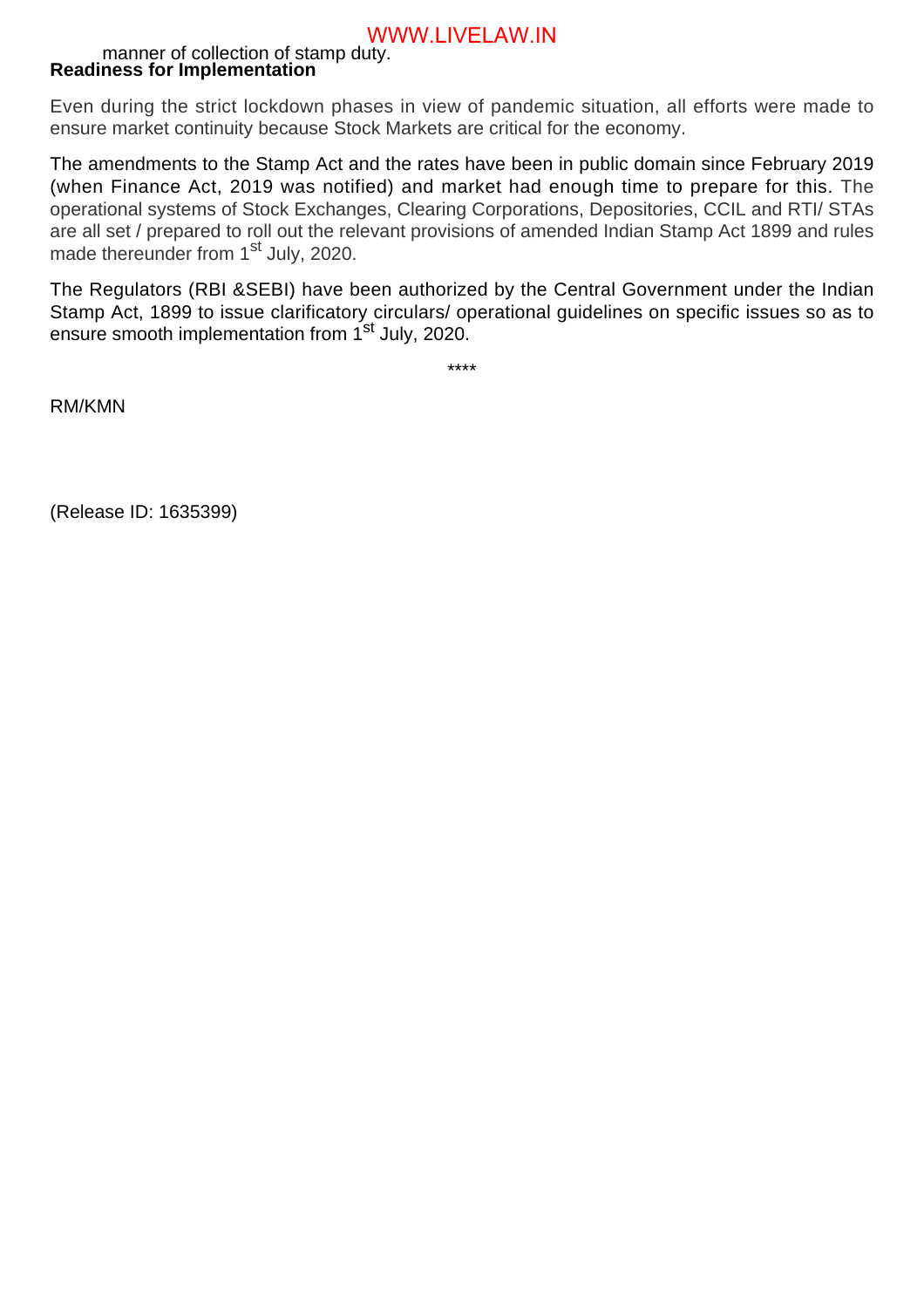manner of collection of stamp duty.

**Readiness for Implementation**

Even during the strict lockdown phases in view of pandemic situation, all efforts were made to ensure market continuity because Stock Markets are critical for the economy.

The amendments to the Stamp Act and the rates have been in public domain since February 2019 (when Finance Act, 2019 was notified) and market had enough time to prepare for this. The operational systems of Stock Exchanges, Clearing Corporations, Depositories, CCIL and RTI/ STAs are all set / prepared to roll out the relevant provisions of amended Indian Stamp Act 1899 and rules made thereunder from 1st July, 2020.

The Regulators (RBI &SEBI) have been authorized by the Central Government under the Indian Stamp Act, 1899 to issue clarificatory circulars/ operational guidelines on specific issues so as to ensure smooth implementation from 1st July, 2020.

****

RM/KMN

(Release ID: 1635399)